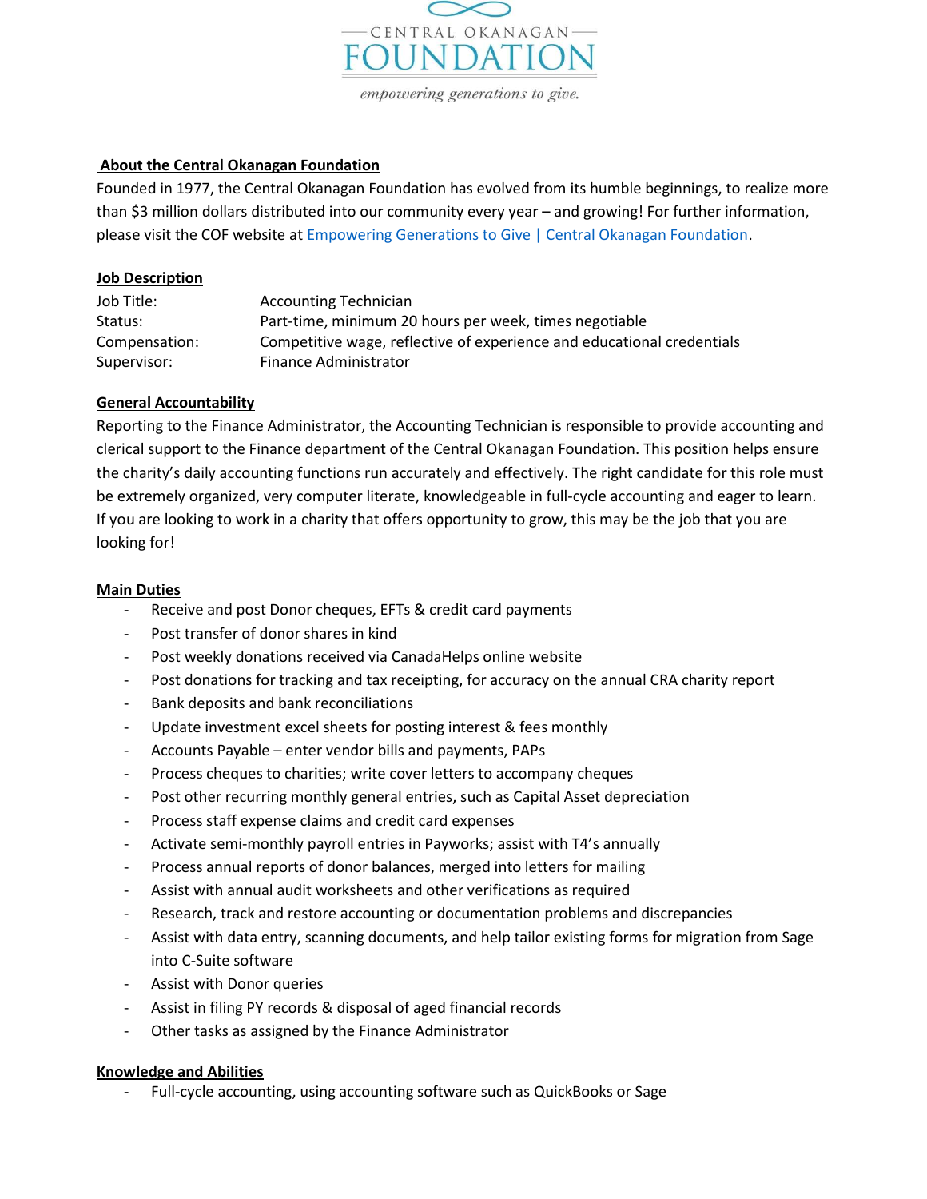CENTRAL OKANAGAN

# FOUNDATION

*empowering generations to give.*

## About the Central Okanagan Foundation

Founded in 1977, the Central Okanagan Foundation has evolved from its humble beginnings, to realize more than $3 million dollars distributed into our community every year – and growing! For further information, please visit the COF website at Empowering Generations to Give | Central Okanagan Foundation.

## Job Description

| | |
|---|---|
| Job Title: | Accounting Technician |
| Status: | Part-time, minimum 20 hours per week, times negotiable |
| Compensation: | Competitive wage, reflective of experience and educational credentials |
| Supervisor: | Finance Administrator |

## General Accountability

Reporting to the Finance Administrator, the Accounting Technician is responsible to provide accounting and clerical support to the Finance department of the Central Okanagan Foundation. This position helps ensure the charity's daily accounting functions run accurately and effectively. The right candidate for this role must be extremely organized, very computer literate, knowledgeable in full-cycle accounting and eager to learn. If you are looking to work in a charity that offers opportunity to grow, this may be the job that you are looking for!

## Main Duties

- Receive and post Donor cheques, EFTs & credit card payments
- Post transfer of donor shares in kind
- Post weekly donations received via CanadaHelps online website
- Post donations for tracking and tax receipting, for accuracy on the annual CRA charity report
- Bank deposits and bank reconciliations
- Update investment excel sheets for posting interest & fees monthly
- Accounts Payable – enter vendor bills and payments, PAPs
- Process cheques to charities; write cover letters to accompany cheques
- Post other recurring monthly general entries, such as Capital Asset depreciation
- Process staff expense claims and credit card expenses
- Activate semi-monthly payroll entries in Payworks; assist with T4's annually
- Process annual reports of donor balances, merged into letters for mailing
- Assist with annual audit worksheets and other verifications as required
- Research, track and restore accounting or documentation problems and discrepancies
- Assist with data entry, scanning documents, and help tailor existing forms for migration from Sage into C-Suite software
- Assist with Donor queries
- Assist in filing PY records & disposal of aged financial records
- Other tasks as assigned by the Finance Administrator

## Knowledge and Abilities

- Full-cycle accounting, using accounting software such as QuickBooks or Sage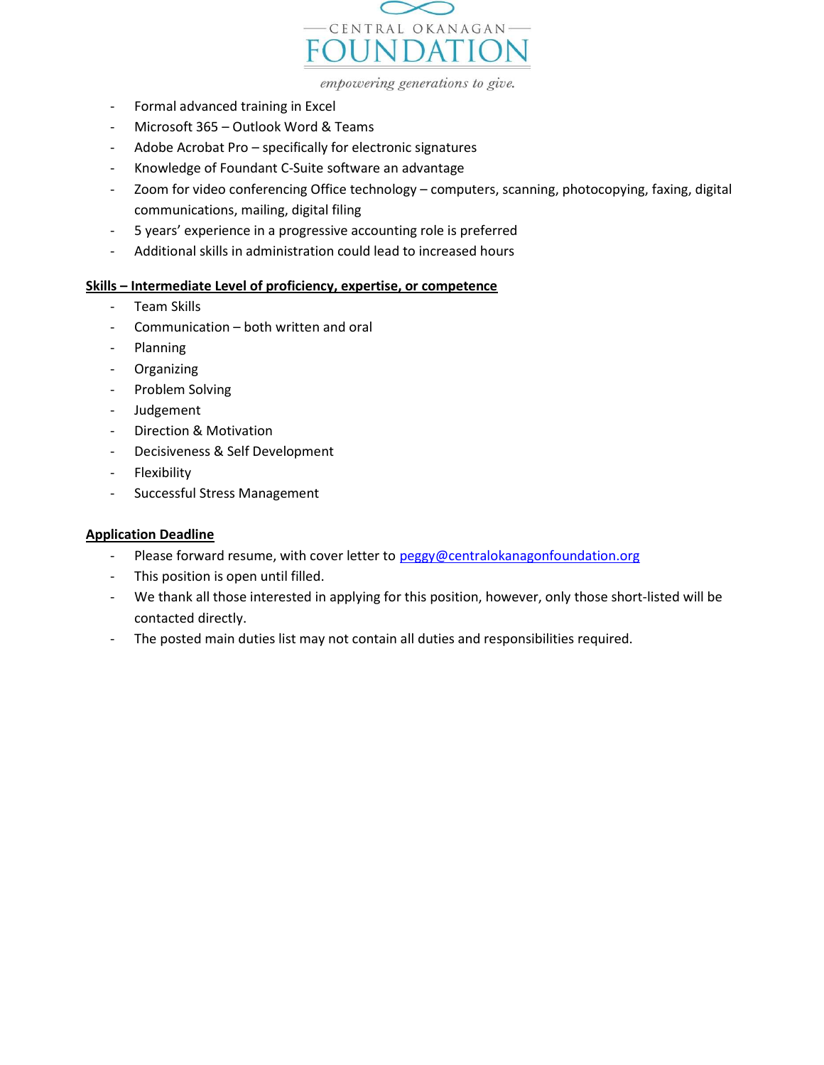- Formal advanced training in Excel
- Microsoft 365 – Outlook Word & Teams
- Adobe Acrobat Pro – specifically for electronic signatures
- Knowledge of Foundant C-Suite software an advantage
- Zoom for video conferencing Office technology – computers, scanning, photocopying, faxing, digital communications, mailing, digital filing
- 5 years' experience in a progressive accounting role is preferred
- Additional skills in administration could lead to increased hours

**Skills – Intermediate Level of proficiency, expertise, or competence**

- Team Skills
- Communication – both written and oral
- Planning
- Organizing
- Problem Solving
- Judgement
- Direction & Motivation
- Decisiveness & Self Development
- Flexibility
- Successful Stress Management

**Application Deadline**

- Please forward resume, with cover letter to peggy@centralokanagonfoundation.org
- This position is open until filled.
- We thank all those interested in applying for this position, however, only those short-listed will be contacted directly.
- The posted main duties list may not contain all duties and responsibilities required.